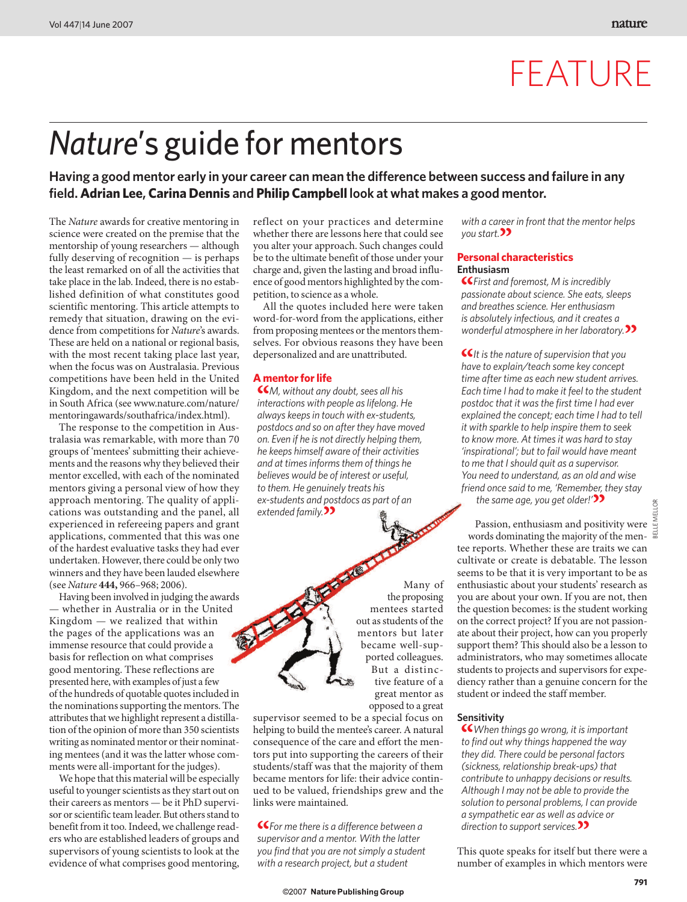# FEATURE

# *Nature*'s guide for mentors

**Having a good mentor early in your career can mean the difference between success and failure in any field. Adrian Lee, Carina Dennis and Philip Campbell look at what makes a good mentor.**

The *Nature* awards for creative mentoring in science were created on the premise that the mentorship of young researchers — although fully deserving of recognition — is perhaps the least remarked on of all the activities that take place in the lab. Indeed, there is no established definition of what constitutes good scientific mentoring. This article attempts to remedy that situation, drawing on the evidence from competitions for *Nature*'s awards. These are held on a national or regional basis, with the most recent taking place last year, when the focus was on Australasia. Previous competitions have been held in the United Kingdom, and the next competition will be in South Africa (see www.nature.com/nature/mentoringawards/southafrica/index.html).

The response to the competition in Australasia was remarkable, with more than 70 groups of 'mentees' submitting their achievements and the reasons why they believed their mentor excelled, with each of the nominated mentors giving a personal view of how they approach mentoring. The quality of applications was outstanding and the panel, all experienced in refereeing papers and grant applications, commented that this was one of the hardest evaluative tasks they had ever undertaken. However, there could be only two winners and they have been lauded elsewhere (see *Nature* **444,** 966–968; 2006).

Having been involved in judging the awards — whether in Australia or in the United Kingdom — we realized that within the pages of the applications was an immense resource that could provide a basis for reflection on what comprises good mentoring. These reflections are presented here, with examples of just a few of the hundreds of quotable quotes included in the nominations supporting the mentors. The attributes that we highlight represent a distillation of the opinion of more than 350 scientists writing as nominated mentor or their nominating mentees (and it was the latter whose comments were all-important for the judges).

We hope that this material will be especially useful to younger scientists as they start out on their careers as mentors — be it PhD supervisor or scientific team leader. But others stand to benefit from it too. Indeed, we challenge readers who are established leaders of groups and supervisors of young scientists to look at the evidence of what comprises good mentoring, reflect on your practices and determine whether there are lessons here that could see you alter your approach. Such changes could be to the ultimate benefit of those under your charge and, given the lasting and broad influence of good mentors highlighted by the competition, to science as a whole.

All the quotes included here were taken word-for-word from the applications, either from proposing mentees or the mentors themselves. For obvious reasons they have been depersonalized and are unattributed.

## A mentor for life

*"M, without any doubt, sees all his interactions with people as lifelong. He always keeps in touch with ex-students, postdocs and so on after they have moved on. Even if he is not directly helping them, he keeps himself aware of their activities and at times informs them of things he believes would be of interest or useful, to them. He genuinely treats his ex-students and postdocs as part of an extended family."*

Many of the proposing mentees started out as students of the mentors but later became well-supported colleagues. But a distinctive feature of a great mentor as opposed to a great supervisor seemed to be a special focus on helping to build the mentee's career. A natural consequence of the care and effort the mentors put into supporting the careers of their students/staff was that the majority of them became mentors for life: their advice continued to be valued, friendships grew and the links were maintained.

*"For me there is a difference between a supervisor and a mentor. With the latter you find that you are not simply a student with a research project, but a student with a career in front that the mentor helps you start."*

## Personal characteristics

### Enthusiasm

*"First and foremost, M is incredibly passionate about science. She eats, sleeps and breathes science. Her enthusiasm is absolutely infectious, and it creates a wonderful atmosphere in her laboratory."*

*"It is the nature of supervision that you have to explain/teach some key concept time after time as each new student arrives. Each time I had to make it feel to the student postdoc that it was the first time I had ever explained the concept; each time I had to tell it with sparkle to help inspire them to seek to know more. At times it was hard to stay 'inspirational'; but to fail would have meant to me that I should quit as a supervisor. You need to understand, as an old and wise friend once said to me, 'Remember, they stay the same age, you get older!'"*

BELLE MELLOR

Passion, enthusiasm and positivity were words dominating the majority of the mentee reports. Whether these are traits we can cultivate or create is debatable. The lesson seems to be that it is very important to be as enthusiastic about your students' research as you are about your own. If you are not, then the question becomes: is the student working on the correct project? If you are not passionate about their project, how can you properly support them? This should also be a lesson to administrators, who may sometimes allocate students to projects and supervisors for expediency rather than a genuine concern for the student or indeed the staff member.

### Sensitivity

*"When things go wrong, it is important to find out why things happened the way they did. There could be personal factors (sickness, relationship break-ups) that contribute to unhappy decisions or results. Although I may not be able to provide the solution to personal problems, I can provide a sympathetic ear as well as advice or direction to support services."*

This quote speaks for itself but there were a number of examples in which mentors were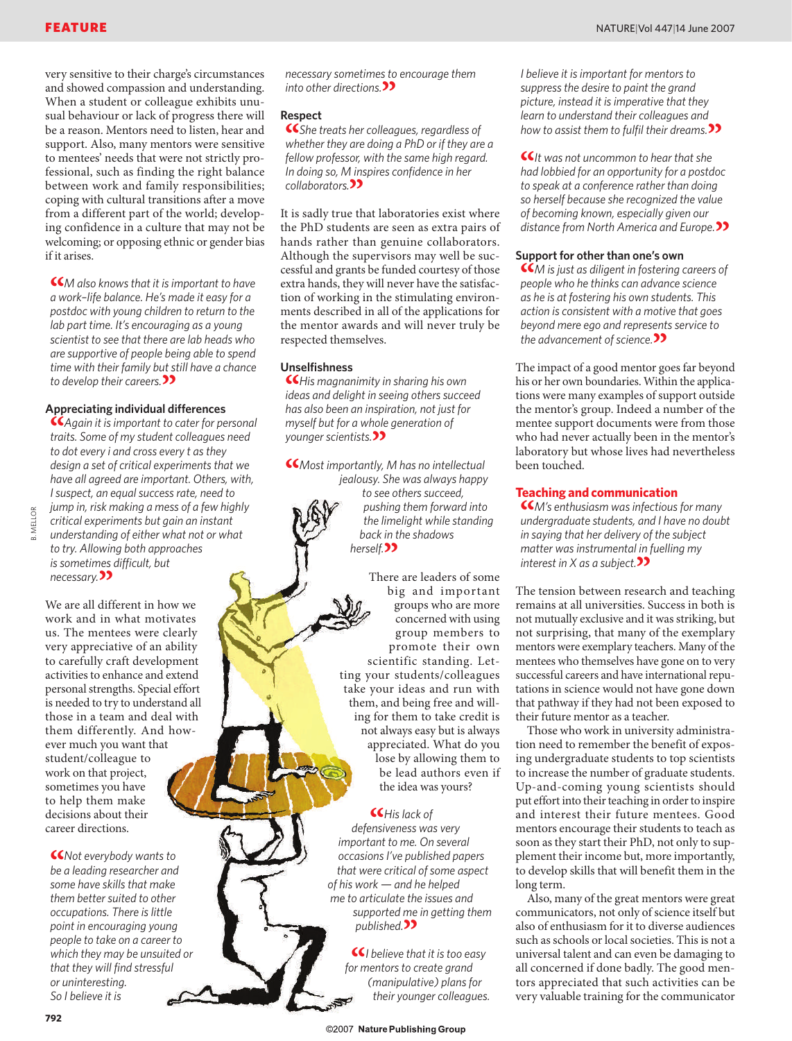very sensitive to their charge's circumstances and showed compassion and understanding. When a student or colleague exhibits unusual behaviour or lack of progress there will be a reason. Mentors need to listen, hear and support. Also, many mentors were sensitive to mentees' needs that were not strictly professional, such as finding the right balance between work and family responsibilities; coping with cultural transitions after a move from a different part of the world; developing confidence in a culture that may not be welcoming; or opposing ethnic or gender bias if it arises.

*"M also knows that it is important to have a work–life balance. He's made it easy for a postdoc with young children to return to the lab part time. It's encouraging as a young scientist to see that there are lab heads who are supportive of people being able to spend time with their family but still have a chance to develop their careers."*

### Appreciating individual differences

*"Again it is important to cater for personal traits. Some of my student colleagues need to dot every i and cross every t as they design a set of critical experiments that we have all agreed are important. Others, with, I suspect, an equal success rate, need to jump in, risk making a mess of a few highly critical experiments but gain an instant understanding of either what not or what to try. Allowing both approaches is sometimes difficult, but necessary."*

We are all different in how we work and in what motivates us. The mentees were clearly very appreciative of an ability to carefully craft development activities to enhance and extend personal strengths. Special effort is needed to try to understand all those in a team and deal with them differently. And however much you want that student/colleague to work on that project, sometimes you have to help them make decisions about their career directions.

*"Not everybody wants to be a leading researcher and some have skills that make them better suited to other occupations. There is little point in encouraging young people to take on a career to which they may be unsuited or that they will find stressful or uninteresting. So I believe it is necessary sometimes to encourage them into other directions."*

### Respect

*"She treats her colleagues, regardless of whether they are doing a PhD or if they are a fellow professor, with the same high regard. In doing so, M inspires confidence in her collaborators."*

It is sadly true that laboratories exist where the PhD students are seen as extra pairs of hands rather than genuine collaborators. Although the supervisors may well be successful and grants be funded courtesy of those extra hands, they will never have the satisfaction of working in the stimulating environments described in all of the applications for the mentor awards and will never truly be respected themselves.

### Unselfishness

*"His magnanimity in sharing his own ideas and delight in seeing others succeed has also been an inspiration, not just for myself but for a whole generation of younger scientists."*

*"Most importantly, M has no intellectual jealousy. She was always happy to see others succeed, pushing them forward into the limelight while standing back in the shadows herself."*

There are leaders of some big and important groups who are more concerned with using group members to promote their own scientific standing. Letting your students/colleagues take your ideas and run with them, and being free and willing for them to take credit is not always easy but is always appreciated. What do you lose by allowing them to be lead authors even if the idea was yours?

*"His lack of defensiveness was very important to me. On several occasions I've published papers that were critical of some aspect of his work — and he helped me to articulate the issues and supported me in getting them published."*

*"I believe that it is too easy for mentors to create grand (manipulative) plans for their younger colleagues. I believe it is important for mentors to suppress the desire to paint the grand picture, instead it is imperative that they learn to understand their colleagues and how to assist them to fulfil their dreams."*

*"It was not uncommon to hear that she had lobbied for an opportunity for a postdoc to speak at a conference rather than doing so herself because she recognized the value of becoming known, especially given our distance from North America and Europe."*

### Support for other than one's own

*"M is just as diligent in fostering careers of people who he thinks can advance science as he is at fostering his own students. This action is consistent with a motive that goes beyond mere ego and represents service to the advancement of science."*

The impact of a good mentor goes far beyond his or her own boundaries. Within the applications were many examples of support outside the mentor's group. Indeed a number of the mentee support documents were from those who had never actually been in the mentor's laboratory but whose lives had nevertheless been touched.

### Teaching and communication

*"M's enthusiasm was infectious for many undergraduate students, and I have no doubt in saying that her delivery of the subject matter was instrumental in fuelling my interest in X as a subject."*

The tension between research and teaching remains at all universities. Success in both is not mutually exclusive and it was striking, but not surprising, that many of the exemplary mentors were exemplary teachers. Many of the mentees who themselves have gone on to very successful careers and have international reputations in science would not have gone down that pathway if they had not been exposed to their future mentor as a teacher.

Those who work in university administration need to remember the benefit of exposing undergraduate students to top scientists to increase the number of graduate students. Up-and-coming young scientists should put effort into their teaching in order to inspire and interest their future mentees. Good mentors encourage their students to teach as soon as they start their PhD, not only to supplement their income but, more importantly, to develop skills that will benefit them in the long term.

Also, many of the great mentors were great communicators, not only of science itself but also of enthusiasm for it to diverse audiences such as schools or local societies. This is not a universal talent and can even be damaging to all concerned if done badly. The good mentors appreciated that such activities can be very valuable training for the communicator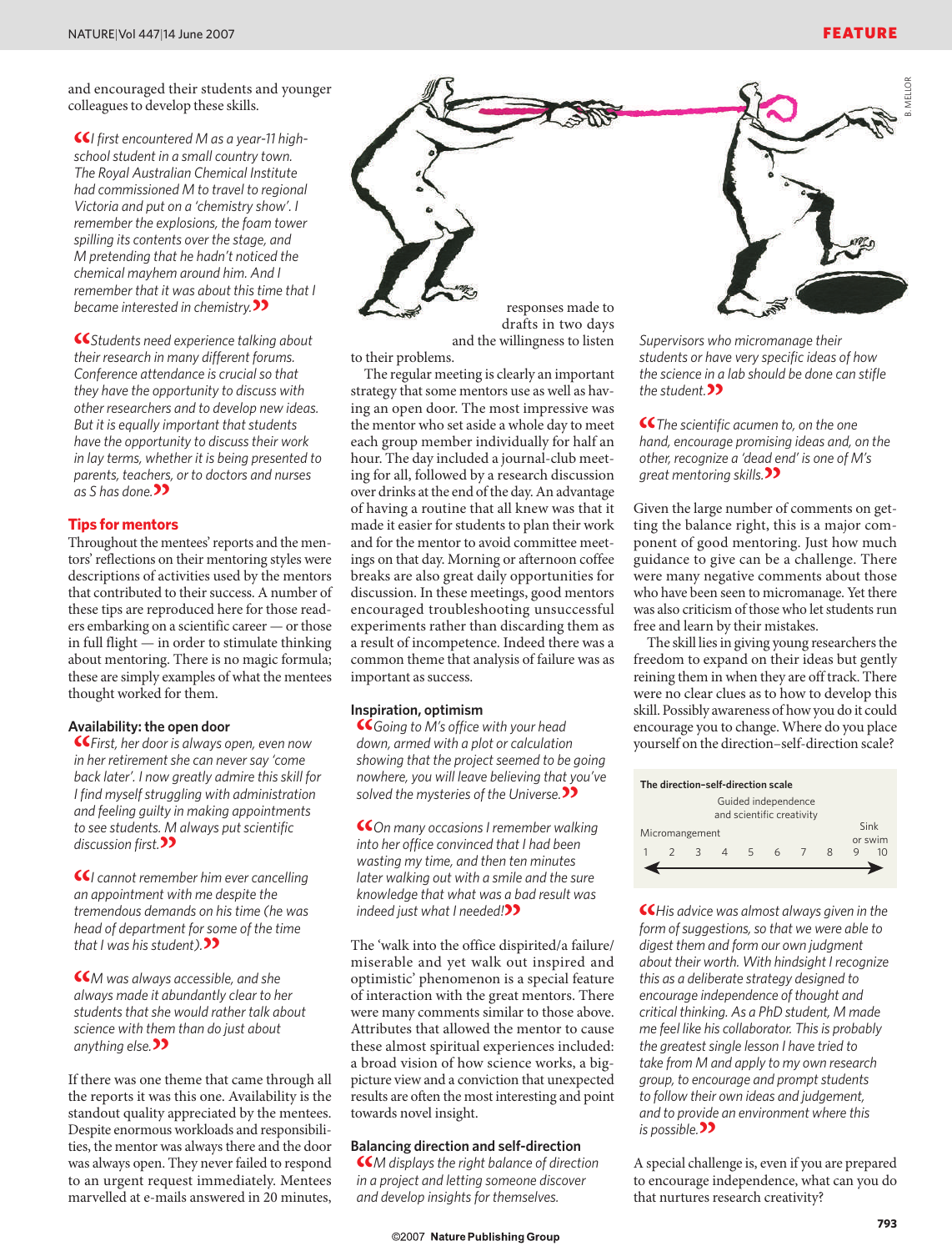and encouraged their students and younger colleagues to develop these skills.

*"I first encountered M as a year-11 high-school student in a small country town. The Royal Australian Chemical Institute had commissioned M to travel to regional Victoria and put on a 'chemistry show'. I remember the explosions, the foam tower spilling its contents over the stage, and M pretending that he hadn't noticed the chemical mayhem around him. And I remember that it was about this time that I became interested in chemistry."*

*"Students need experience talking about their research in many different forums. Conference attendance is crucial so that they have the opportunity to discuss with other researchers and to develop new ideas. But it is equally important that students have the opportunity to discuss their work in lay terms, whether it is being presented to parents, teachers, or to doctors and nurses as S has done."*

## Tips for mentors

Throughout the mentees' reports and the mentors' reflections on their mentoring styles were descriptions of activities used by the mentors that contributed to their success. A number of these tips are reproduced here for those readers embarking on a scientific career — or those in full flight — in order to stimulate thinking about mentoring. There is no magic formula; these are simply examples of what the mentees thought worked for them.

### Availability: the open door

*"First, her door is always open, even now in her retirement she can never say 'come back later'. I now greatly admire this skill for I find myself struggling with administration and feeling guilty in making appointments to see students. M always put scientific discussion first."*

*"I cannot remember him ever cancelling an appointment with me despite the tremendous demands on his time (he was head of department for some of the time that I was his student)."*

*"M was always accessible, and she always made it abundantly clear to her students that she would rather talk about science with them than do just about anything else."*

If there was one theme that came through all the reports it was this one. Availability is the standout quality appreciated by the mentees. Despite enormous workloads and responsibilities, the mentor was always there and the door was always open. They never failed to respond to an urgent request immediately. Mentees marvelled at e-mails answered in 20 minutes, responses made to drafts in two days and the willingness to listen to their problems.

The regular meeting is clearly an important strategy that some mentors use as well as having an open door. The most impressive was the mentor who set aside a whole day to meet each group member individually for half an hour. The day included a journal-club meeting for all, followed by a research discussion over drinks at the end of the day. An advantage of having a routine that all knew was that it made it easier for students to plan their work and for the mentor to avoid committee meetings on that day. Morning or afternoon coffee breaks are also great daily opportunities for discussion. In these meetings, good mentors encouraged troubleshooting unsuccessful experiments rather than discarding them as a result of incompetence. Indeed there was a common theme that analysis of failure was as important as success.

### Inspiration, optimism

*"Going to M's office with your head down, armed with a plot or calculation showing that the project seemed to be going nowhere, you will leave believing that you've solved the mysteries of the Universe."*

*"On many occasions I remember walking into her office convinced that I had been wasting my time, and then ten minutes later walking out with a smile and the sure knowledge that what was a bad result was indeed just what I needed!"*

The 'walk into the office dispirited/a failure/miserable and yet walk out inspired and optimistic' phenomenon is a special feature of interaction with the great mentors. There were many comments similar to those above. Attributes that allowed the mentor to cause these almost spiritual experiences included: a broad vision of how science works, a big-picture view and a conviction that unexpected results are often the most interesting and point towards novel insight.

### Balancing direction and self-direction

*"M displays the right balance of direction in a project and letting someone discover and develop insights for themselves. Supervisors who micromanage their students or have very specific ideas of how the science in a lab should be done can stifle the student."*

*"The scientific acumen to, on the one hand, encourage promising ideas and, on the other, recognize a 'dead end' is one of M's great mentoring skills."*

Given the large number of comments on getting the balance right, this is a major component of good mentoring. Just how much guidance to give can be a challenge. There were many negative comments about those who have been seen to micromanage. Yet there was also criticism of those who let students run free and learn by their mistakes.

The skill lies in giving young researchers the freedom to expand on their ideas but gently reining them in when they are off track. There were no clear clues as to how to develop this skill. Possibly awareness of how you do it could encourage you to change. Where do you place yourself on the direction–self-direction scale?

**The direction–self-direction scale**

Micromangement

Guided independence and scientific creativity

Sink or swim

1 2 3 4 5 6 7 8 9 10

*"His advice was almost always given in the form of suggestions, so that we were able to digest them and form our own judgment about their worth. With hindsight I recognize this as a deliberate strategy designed to encourage independence of thought and critical thinking. As a PhD student, M made me feel like his collaborator. This is probably the greatest single lesson I have tried to take from M and apply to my own research group, to encourage and prompt students to follow their own ideas and judgement, and to provide an environment where this is possible."*

A special challenge is, even if you are prepared to encourage independence, what can you do that nurtures research creativity?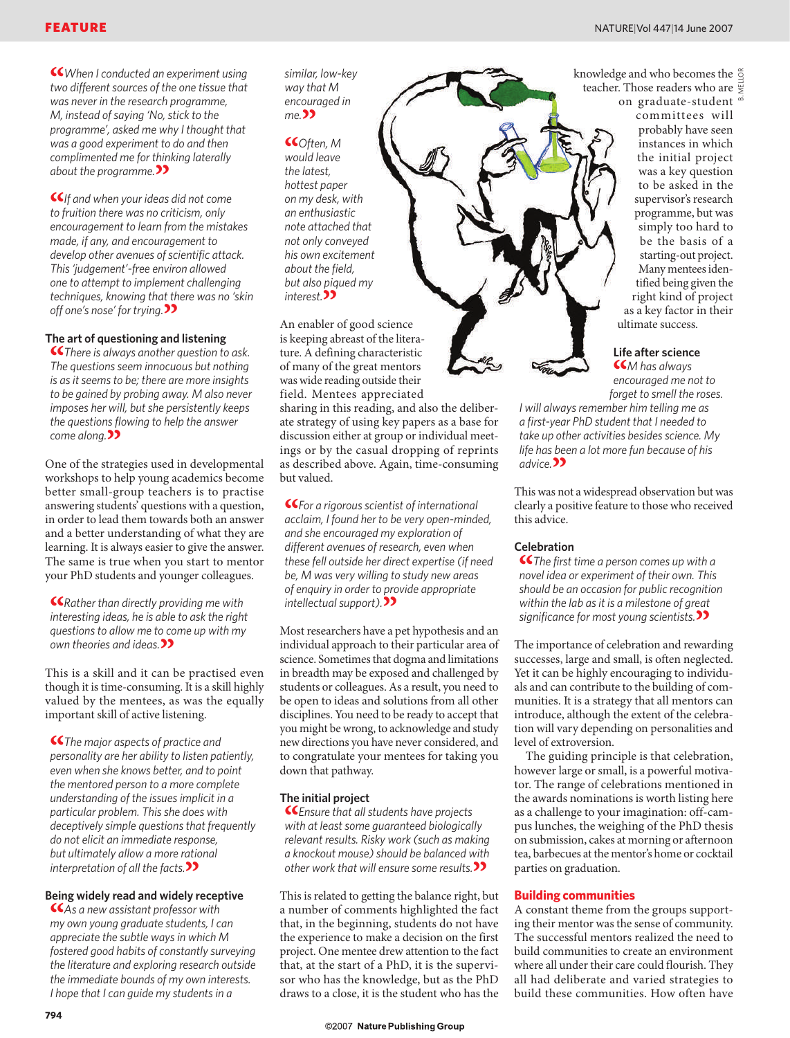"When I conducted an experiment using two different sources of the one tissue that was never in the research programme, M, instead of saying 'No, stick to the programme', asked me why I thought that was a good experiment to do and then complimented me for thinking laterally about the programme."

"If and when your ideas did not come to fruition there was no criticism, only encouragement to learn from the mistakes made, if any, and encouragement to develop other avenues of scientific attack. This 'judgement'-free environ allowed one to attempt to implement challenging techniques, knowing that there was no 'skin off one's nose' for trying."

### The art of questioning and listening

"There is always another question to ask. The questions seem innocuous but nothing is as it seems to be; there are more insights to be gained by probing away. M also never imposes her will, but she persistently keeps the questions flowing to help the answer come along."

One of the strategies used in developmental workshops to help young academics become better small-group teachers is to practise answering students' questions with a question, in order to lead them towards both an answer and a better understanding of what they are learning. It is always easier to give the answer. The same is true when you start to mentor your PhD students and younger colleagues.

"Rather than directly providing me with interesting ideas, he is able to ask the right questions to allow me to come up with my own theories and ideas."

This is a skill and it can be practised even though it is time-consuming. It is a skill highly valued by the mentees, as was the equally important skill of active listening.

"The major aspects of practice and personality are her ability to listen patiently, even when she knows better, and to point the mentored person to a more complete understanding of the issues implicit in a particular problem. This she does with deceptively simple questions that frequently do not elicit an immediate response, but ultimately allow a more rational interpretation of all the facts."

### Being widely read and widely receptive

"As a new assistant professor with my own young graduate students, I can appreciate the subtle ways in which M fostered good habits of constantly surveying the literature and exploring research outside the immediate bounds of my own interests. I hope that I can guide my students in a similar, low-key way that M encouraged in me."

"Often, M would leave the latest, hottest paper on my desk, with an enthusiastic note attached that not only conveyed his own excitement about the field, but also piqued my interest."

An enabler of good science is keeping abreast of the literature. A defining characteristic of many of the great mentors was wide reading outside their field. Mentees appreciated sharing in this reading, and also the deliberate strategy of using key papers as a base for discussion either at group or individual meetings or by the casual dropping of reprints as described above. Again, time-consuming but valued.

"For a rigorous scientist of international acclaim, I found her to be very open-minded, and she encouraged my exploration of different avenues of research, even when these fell outside her direct expertise (if need be, M was very willing to study new areas of enquiry in order to provide appropriate intellectual support)."

Most researchers have a pet hypothesis and an individual approach to their particular area of science. Sometimes that dogma and limitations in breadth may be exposed and challenged by students or colleagues. As a result, you need to be open to ideas and solutions from all other disciplines. You need to be ready to accept that you might be wrong, to acknowledge and study new directions you have never considered, and to congratulate your mentees for taking you down that pathway.

### The initial project

"Ensure that all students have projects with at least some guaranteed biologically relevant results. Risky work (such as making a knockout mouse) should be balanced with other work that will ensure some results."

This is related to getting the balance right, but a number of comments highlighted the fact that, in the beginning, students do not have the experience to make a decision on the first project. One mentee drew attention to the fact that, at the start of a PhD, it is the supervisor who has the knowledge, but as the PhD draws to a close, it is the student who has the knowledge and who becomes the teacher. Those readers who are on graduate-student committees will probably have seen instances in which the initial project was a key question to be asked in the supervisor's research programme, but was simply too hard to be the basis of a starting-out project. Many mentees identified being given the right kind of project as a key factor in their ultimate success.

### Life after science

"M has always encouraged me not to forget to smell the roses. I will always remember him telling me as a first-year PhD student that I needed to take up other activities besides science. My life has been a lot more fun because of his advice."

This was not a widespread observation but was clearly a positive feature to those who received this advice.

### Celebration

"The first time a person comes up with a novel idea or experiment of their own. This should be an occasion for public recognition within the lab as it is a milestone of great significance for most young scientists."

The importance of celebration and rewarding successes, large and small, is often neglected. Yet it can be highly encouraging to individuals and can contribute to the building of communities. It is a strategy that all mentors can introduce, although the extent of the celebration will vary depending on personalities and level of extroversion.

The guiding principle is that celebration, however large or small, is a powerful motivator. The range of celebrations mentioned in the awards nominations is worth listing here as a challenge to your imagination: off-campus lunches, the weighing of the PhD thesis on submission, cakes at morning or afternoon tea, barbecues at the mentor's home or cocktail parties on graduation.

## Building communities

A constant theme from the groups supporting their mentor was the sense of community. The successful mentors realized the need to build communities to create an environment where all under their care could flourish. They all had deliberate and varied strategies to build these communities. How often have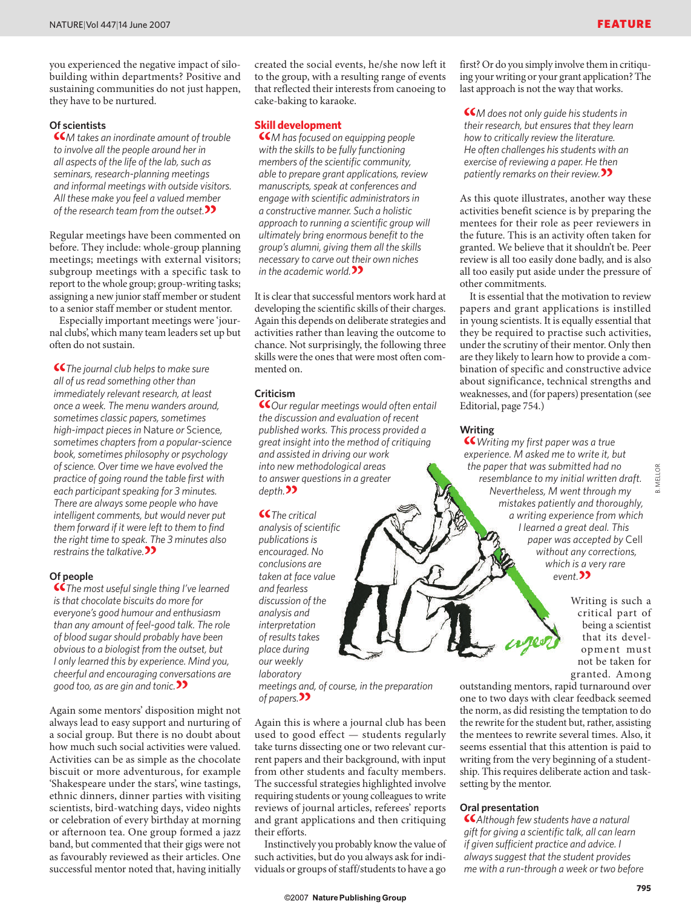you experienced the negative impact of silo-building within departments? Positive and sustaining communities do not just happen, they have to be nurtured.

### Of scientists

> *M takes an inordinate amount of trouble to involve all the people around her in all aspects of the life of the lab, such as seminars, research-planning meetings and informal meetings with outside visitors. All these make you feel a valued member of the research team from the outset.*

Regular meetings have been commented on before. They include: whole-group planning meetings; meetings with external visitors; subgroup meetings with a specific task to report to the whole group; group-writing tasks; assigning a new junior staff member or student to a senior staff member or student mentor.

Especially important meetings were 'journal clubs', which many team leaders set up but often do not sustain.

> *The journal club helps to make sure all of us read something other than immediately relevant research, at least once a week. The menu wanders around, sometimes classic papers, sometimes high-impact pieces in* Nature *or* Science*, sometimes chapters from a popular-science book, sometimes philosophy or psychology of science. Over time we have evolved the practice of going round the table first with each participant speaking for 3 minutes. There are always some people who have intelligent comments, but would never put them forward if it were left to them to find the right time to speak. The 3 minutes also restrains the talkative.*

### Of people

> *The most useful single thing I've learned is that chocolate biscuits do more for everyone's good humour and enthusiasm than any amount of feel-good talk. The role of blood sugar should probably have been obvious to a biologist from the outset, but I only learned this by experience. Mind you, cheerful and encouraging conversations are good too, as are gin and tonic.*

Again some mentors' disposition might not always lead to easy support and nurturing of a social group. But there is no doubt about how much such social activities were valued. Activities can be as simple as the chocolate biscuit or more adventurous, for example 'Shakespeare under the stars', wine tastings, ethnic dinners, dinner parties with visiting scientists, bird-watching days, video nights or celebration of every birthday at morning or afternoon tea. One group formed a jazz band, but commented that their gigs were not as favourably reviewed as their articles. One successful mentor noted that, having initially created the social events, he/she now left it to the group, with a resulting range of events that reflected their interests from canoeing to cake-baking to karaoke.

## Skill development

> *M has focused on equipping people with the skills to be fully functioning members of the scientific community, able to prepare grant applications, review manuscripts, speak at conferences and engage with scientific administrators in a constructive manner. Such a holistic approach to running a scientific group will ultimately bring enormous benefit to the group's alumni, giving them all the skills necessary to carve out their own niches in the academic world.*

It is clear that successful mentors work hard at developing the scientific skills of their charges. Again this depends on deliberate strategies and activities rather than leaving the outcome to chance. Not surprisingly, the following three skills were the ones that were most often commented on.

### Criticism

> *Our regular meetings would often entail the discussion and evaluation of recent published works. This process provided a great insight into the method of critiquing and assisted in driving our work into new methodological areas to answer questions in a greater depth.*

> *The critical analysis of scientific publications is encouraged. No conclusions are taken at face value and fearless discussion of the analysis and interpretation of results takes place during our weekly laboratory meetings and, of course, in the preparation of papers.*

Again this is where a journal club has been used to good effect — students regularly take turns dissecting one or two relevant current papers and their background, with input from other students and faculty members. The successful strategies highlighted involve requiring students or young colleagues to write reviews of journal articles, referees' reports and grant applications and then critiquing their efforts.

Instinctively you probably know the value of such activities, but do you always ask for individuals or groups of staff/students to have a go first? Or do you simply involve them in critiquing your writing or your grant application? The last approach is not the way that works.

> *M does not only guide his students in their research, but ensures that they learn how to critically review the literature. He often challenges his students with an exercise of reviewing a paper. He then patiently remarks on their review.*

As this quote illustrates, another way these activities benefit science is by preparing the mentees for their role as peer reviewers in the future. This is an activity often taken for granted. We believe that it shouldn't be. Peer review is all too easily done badly, and is also all too easily put aside under the pressure of other commitments.

It is essential that the motivation to review papers and grant applications is instilled in young scientists. It is equally essential that they be required to practise such activities, under the scrutiny of their mentor. Only then are they likely to learn how to provide a combination of specific and constructive advice about significance, technical strengths and weaknesses, and (for papers) presentation (see Editorial, page 754.)

### Writing

> *Writing my first paper was a true experience. M asked me to write it, but the paper that was submitted had no resemblance to my initial written draft. Nevertheless, M went through my mistakes patiently and thoroughly, a writing experience from which I learned a great deal. This paper was accepted by* Cell *without any corrections, which is a very rare event.*

B. MELLOR

Writing is such a critical part of being a scientist that its development must not be taken for granted. Among outstanding mentors, rapid turnaround over one to two days with clear feedback seemed the norm, as did resisting the temptation to do the rewrite for the student but, rather, assisting the mentees to rewrite several times. Also, it seems essential that this attention is paid to writing from the very beginning of a studentship. This requires deliberate action and task-setting by the mentor.

### Oral presentation

> *Although few students have a natural gift for giving a scientific talk, all can learn if given sufficient practice and advice. I always suggest that the student provides me with a run-through a week or two before*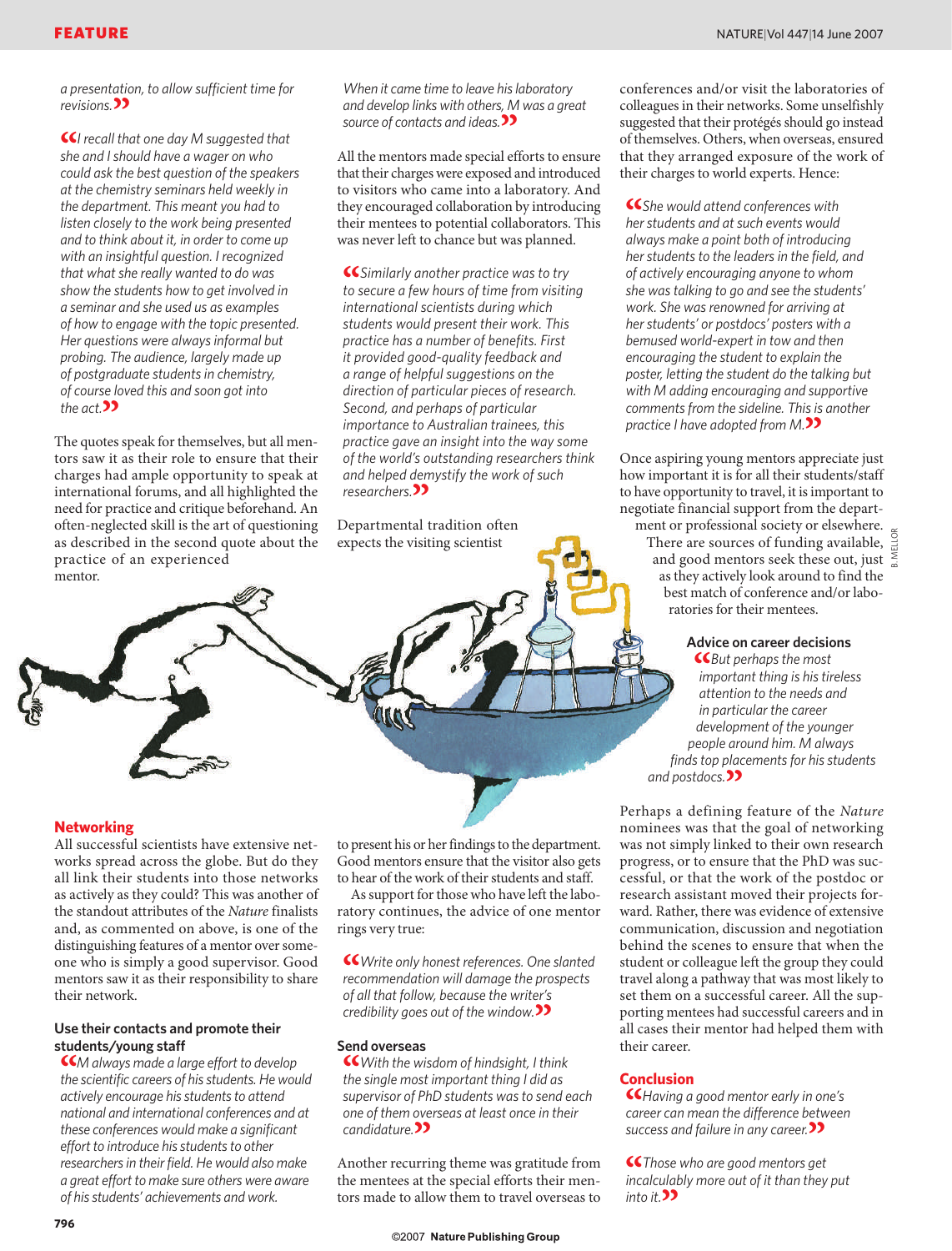*a presentation, to allow sufficient time for revisions.*"

"*I recall that one day M suggested that she and I should have a wager on who could ask the best question of the speakers at the chemistry seminars held weekly in the department. This meant you had to listen closely to the work being presented and to think about it, in order to come up with an insightful question. I recognized that what she really wanted to do was show the students how to get involved in a seminar and she used us as examples of how to engage with the topic presented. Her questions were always informal but probing. The audience, largely made up of postgraduate students in chemistry, of course loved this and soon got into the act.*"

The quotes speak for themselves, but all mentors saw it as their role to ensure that their charges had ample opportunity to speak at international forums, and all highlighted the need for practice and critique beforehand. An often-neglected skill is the art of questioning as described in the second quote about the practice of an experienced mentor.

## Networking

All successful scientists have extensive networks spread across the globe. But do they all link their students into those networks as actively as they could? This was another of the standout attributes of the *Nature* finalists and, as commented on above, is one of the distinguishing features of a mentor over someone who is simply a good supervisor. Good mentors saw it as their responsibility to share their network.

### Use their contacts and promote their students/young staff

"*M always made a large effort to develop the scientific careers of his students. He would actively encourage his students to attend national and international conferences and at these conferences would make a significant effort to introduce his students to other researchers in their field. He would also make a great effort to make sure others were aware of his students' achievements and work.*

*When it came time to leave his laboratory and develop links with others, M was a great source of contacts and ideas.*"

All the mentors made special efforts to ensure that their charges were exposed and introduced to visitors who came into a laboratory. And they encouraged collaboration by introducing their mentees to potential collaborators. This was never left to chance but was planned.

"*Similarly another practice was to try to secure a few hours of time from visiting international scientists during which students would present their work. This practice has a number of benefits. First it provided good-quality feedback and a range of helpful suggestions on the direction of particular pieces of research. Second, and perhaps of particular importance to Australian trainees, this practice gave an insight into the way some of the world's outstanding researchers think and helped demystify the work of such researchers.*"

Departmental tradition often expects the visiting scientist to present his or her findings to the department. Good mentors ensure that the visitor also gets to hear of the work of their students and staff.

As support for those who have left the laboratory continues, the advice of one mentor rings very true:

"*Write only honest references. One slanted recommendation will damage the prospects of all that follow, because the writer's credibility goes out of the window.*"

### Send overseas

"*With the wisdom of hindsight, I think the single most important thing I did as supervisor of PhD students was to send each one of them overseas at least once in their candidature.*"

Another recurring theme was gratitude from the mentees at the special efforts their mentors made to allow them to travel overseas to conferences and/or visit the laboratories of colleagues in their networks. Some unselfishly suggested that their protégés should go instead of themselves. Others, when overseas, ensured that they arranged exposure of the work of their charges to world experts. Hence:

"*She would attend conferences with her students and at such events would always make a point of introducing her students to the leaders in the field, and of actively encouraging anyone to whom she was talking to go and see the students' work. She was renowned for arriving at her students' or postdocs' posters with a bemused world-expert in tow and then encouraging the student to explain the poster, letting the student do the talking but with M adding encouraging and supportive comments from the sideline. This is another practice I have adopted from M.*"

Once aspiring young mentors appreciate just how important it is for all their students/staff to have opportunity to travel, it is important to negotiate financial support from the department or professional society or elsewhere. There are sources of funding available, and good mentors seek these out, just as they actively look around to find the best match of conference and/or laboratories for their mentees.

### Advice on career decisions

"*But perhaps the most important thing is his tireless attention to the needs and in particular the career development of the younger people around him. M always finds top placements for his students and postdocs.*"

Perhaps a defining feature of the *Nature* nominees was that the goal of networking was not simply linked to their own research progress, or to ensure that the PhD was successful, or that the work of the postdoc or research assistant moved their projects forward. Rather, there was evidence of extensive communication, discussion and negotiation behind the scenes to ensure that when the student or colleague left the group they could travel along a pathway that was most likely to set them on a successful career. All the supporting mentees had successful careers and in all cases their mentor had helped them with their career.

## Conclusion

"*Having a good mentor early in one's career can mean the difference between success and failure in any career.*"

"*Those who are good mentors get incalculably more out of it than they put into it.*"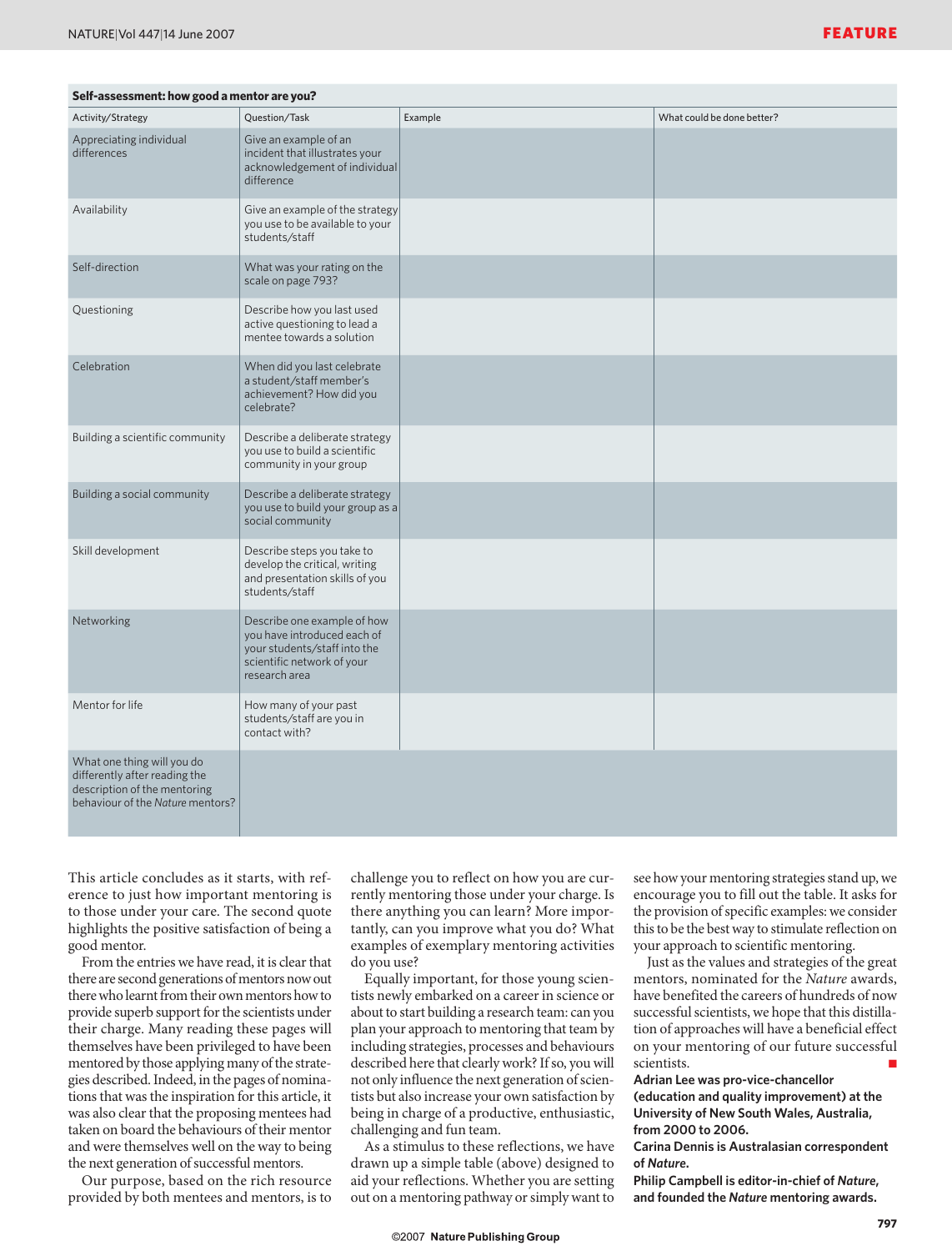**Self-assessment: how good a mentor are you?**

| Activity/Strategy | Question/Task | Example | What could be done better? |
|---|---|---|---|
| Appreciating individual differences | Give an example of an incident that illustrates your acknowledgement of individual difference | | |
| Availability | Give an example of the strategy you use to be available to your students/staff | | |
| Self-direction | What was your rating on the scale on page 793? | | |
| Questioning | Describe how you last used active questioning to lead a mentee towards a solution | | |
| Celebration | When did you last celebrate a student/staff member's achievement? How did you celebrate? | | |
| Building a scientific community | Describe a deliberate strategy you use to build a scientific community in your group | | |
| Building a social community | Describe a deliberate strategy you use to build your group as a social community | | |
| Skill development | Describe steps you take to develop the critical, writing and presentation skills of you students/staff | | |
| Networking | Describe one example of how you have introduced each of your students/staff into the scientific network of your research area | | |
| Mentor for life | How many of your past students/staff are you in contact with? | | |
| What one thing will you do differently after reading the description of the mentoring behaviour of the *Nature* mentors? | | | |

This article concludes as it starts, with reference to just how important mentoring is to those under your care. The second quote highlights the positive satisfaction of being a good mentor.

From the entries we have read, it is clear that there are second generations of mentors now out there who learnt from their own mentors how to provide superb support for the scientists under their charge. Many reading these pages will themselves have been privileged to have been mentored by those applying many of the strategies described. Indeed, in the pages of nominations that was the inspiration for this article, it was also clear that the proposing mentees had taken on board the behaviours of their mentor and were themselves well on the way to being the next generation of successful mentors.

Our purpose, based on the rich resource provided by both mentees and mentors, is to challenge you to reflect on how you are currently mentoring those under your charge. Is there anything you can learn? More importantly, can you improve what you do? What examples of exemplary mentoring activities do you use?

Equally important, for those young scientists newly embarked on a career in science or about to start building a research team: can you plan your approach to mentoring that team by including strategies, processes and behaviours described here that clearly work? If so, you will not only influence the next generation of scientists but also increase your own satisfaction by being in charge of a productive, enthusiastic, challenging and fun team.

As a stimulus to these reflections, we have drawn up a simple table (above) designed to aid your reflections. Whether you are setting out on a mentoring pathway or simply want to see how your mentoring strategies stand up, we encourage you to fill out the table. It asks for the provision of specific examples: we consider this to be the best way to stimulate reflection on your approach to scientific mentoring.

Just as the values and strategies of the great mentors, nominated for the *Nature* awards, have benefited the careers of hundreds of now successful scientists, we hope that this distillation of approaches will have a beneficial effect on your mentoring of our future successful scientists. ■

**Adrian Lee was pro-vice-chancellor (education and quality improvement) at the University of New South Wales, Australia, from 2000 to 2006.**

**Carina Dennis is Australasian correspondent of *Nature*.**

**Philip Campbell is editor-in-chief of *Nature*, and founded the *Nature* mentoring awards.**